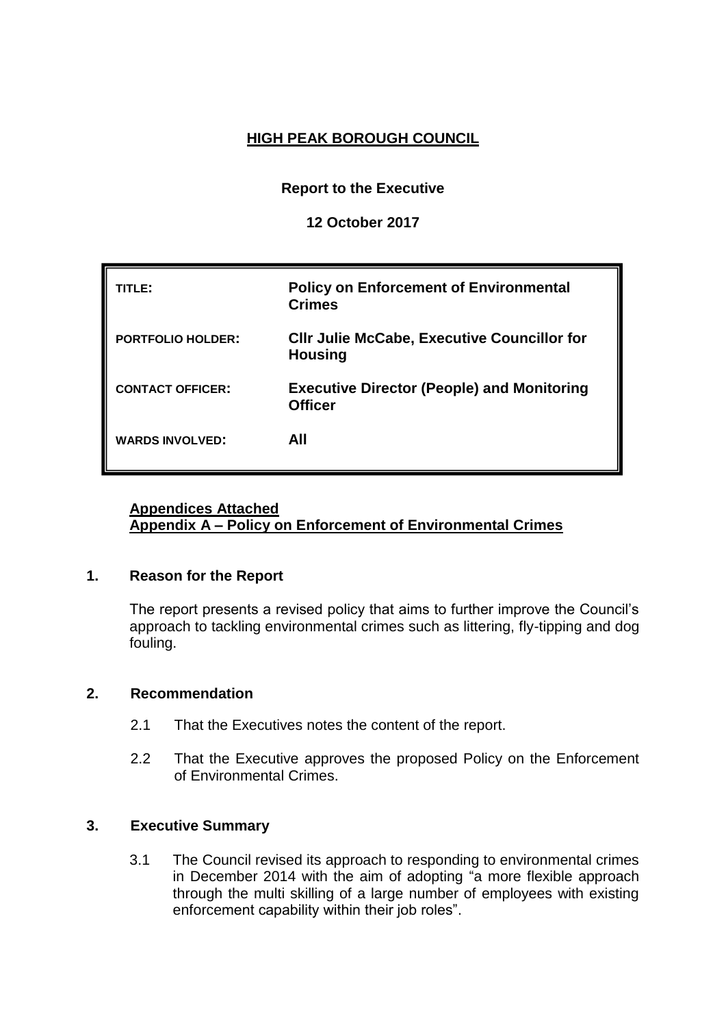# HIGH PEAK BOROUGH COUNCIL

**Report to the Executive**

**12 October 2017**

| | |
|---|---|
| **TITLE:** | **Policy on Enforcement of Environmental Crimes** |
| **PORTFOLIO HOLDER:** | **Cllr Julie McCabe, Executive Councillor for Housing** |
| **CONTACT OFFICER:** | **Executive Director (People) and Monitoring Officer** |
| **WARDS INVOLVED:** | **All** |

**Appendices Attached**
**Appendix A – Policy on Enforcement of Environmental Crimes**

## 1. Reason for the Report

The report presents a revised policy that aims to further improve the Council's approach to tackling environmental crimes such as littering, fly-tipping and dog fouling.

## 2. Recommendation

2.1 That the Executives notes the content of the report.

2.2 That the Executive approves the proposed Policy on the Enforcement of Environmental Crimes.

## 3. Executive Summary

3.1 The Council revised its approach to responding to environmental crimes in December 2014 with the aim of adopting "a more flexible approach through the multi skilling of a large number of employees with existing enforcement capability within their job roles".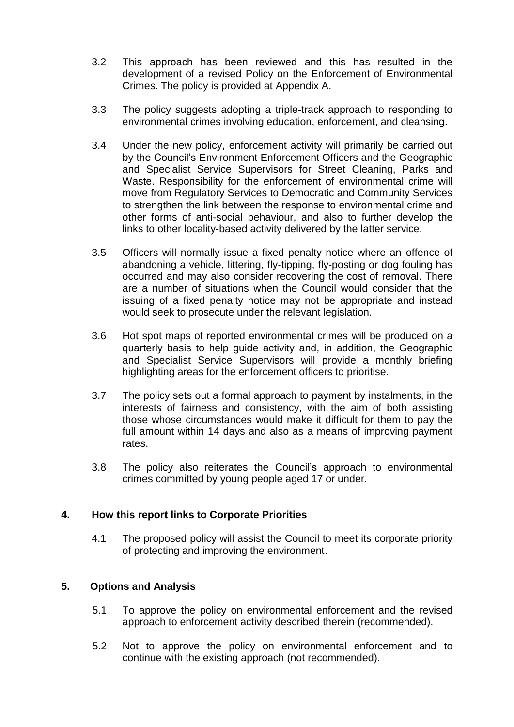3.2 This approach has been reviewed and this has resulted in the development of a revised Policy on the Enforcement of Environmental Crimes. The policy is provided at Appendix A.

3.3 The policy suggests adopting a triple-track approach to responding to environmental crimes involving education, enforcement, and cleansing.

3.4 Under the new policy, enforcement activity will primarily be carried out by the Council's Environment Enforcement Officers and the Geographic and Specialist Service Supervisors for Street Cleaning, Parks and Waste. Responsibility for the enforcement of environmental crime will move from Regulatory Services to Democratic and Community Services to strengthen the link between the response to environmental crime and other forms of anti-social behaviour, and also to further develop the links to other locality-based activity delivered by the latter service.

3.5 Officers will normally issue a fixed penalty notice where an offence of abandoning a vehicle, littering, fly-tipping, fly-posting or dog fouling has occurred and may also consider recovering the cost of removal. There are a number of situations when the Council would consider that the issuing of a fixed penalty notice may not be appropriate and instead would seek to prosecute under the relevant legislation.

3.6 Hot spot maps of reported environmental crimes will be produced on a quarterly basis to help guide activity and, in addition, the Geographic and Specialist Service Supervisors will provide a monthly briefing highlighting areas for the enforcement officers to prioritise.

3.7 The policy sets out a formal approach to payment by instalments, in the interests of fairness and consistency, with the aim of both assisting those whose circumstances would make it difficult for them to pay the full amount within 14 days and also as a means of improving payment rates.

3.8 The policy also reiterates the Council's approach to environmental crimes committed by young people aged 17 or under.

## 4. How this report links to Corporate Priorities

4.1 The proposed policy will assist the Council to meet its corporate priority of protecting and improving the environment.

## 5. Options and Analysis

5.1 To approve the policy on environmental enforcement and the revised approach to enforcement activity described therein (recommended).

5.2 Not to approve the policy on environmental enforcement and to continue with the existing approach (not recommended).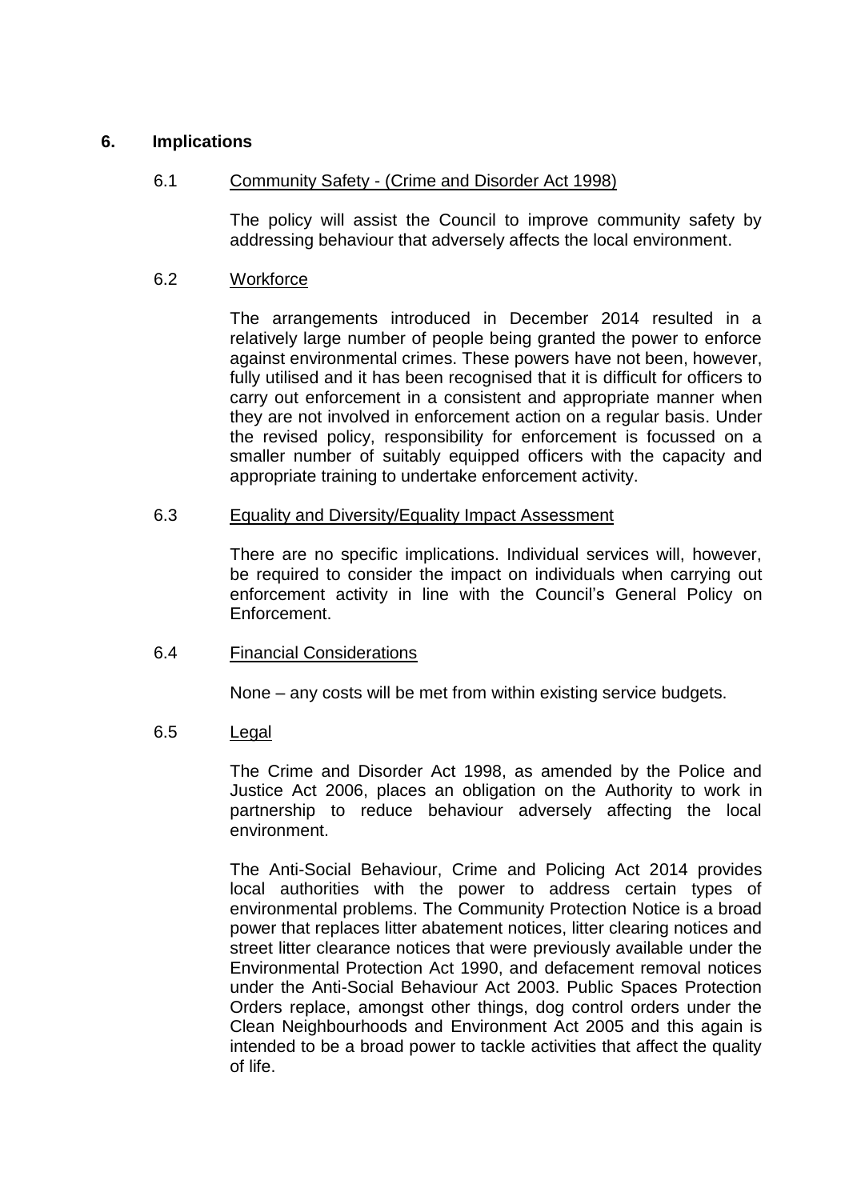## 6. Implications

### 6.1 Community Safety - (Crime and Disorder Act 1998)

The policy will assist the Council to improve community safety by addressing behaviour that adversely affects the local environment.

### 6.2 Workforce

The arrangements introduced in December 2014 resulted in a relatively large number of people being granted the power to enforce against environmental crimes. These powers have not been, however, fully utilised and it has been recognised that it is difficult for officers to carry out enforcement in a consistent and appropriate manner when they are not involved in enforcement action on a regular basis. Under the revised policy, responsibility for enforcement is focussed on a smaller number of suitably equipped officers with the capacity and appropriate training to undertake enforcement activity.

### 6.3 Equality and Diversity/Equality Impact Assessment

There are no specific implications. Individual services will, however, be required to consider the impact on individuals when carrying out enforcement activity in line with the Council's General Policy on Enforcement.

### 6.4 Financial Considerations

None – any costs will be met from within existing service budgets.

### 6.5 Legal

The Crime and Disorder Act 1998, as amended by the Police and Justice Act 2006, places an obligation on the Authority to work in partnership to reduce behaviour adversely affecting the local environment.

The Anti-Social Behaviour, Crime and Policing Act 2014 provides local authorities with the power to address certain types of environmental problems. The Community Protection Notice is a broad power that replaces litter abatement notices, litter clearing notices and street litter clearance notices that were previously available under the Environmental Protection Act 1990, and defacement removal notices under the Anti-Social Behaviour Act 2003. Public Spaces Protection Orders replace, amongst other things, dog control orders under the Clean Neighbourhoods and Environment Act 2005 and this again is intended to be a broad power to tackle activities that affect the quality of life.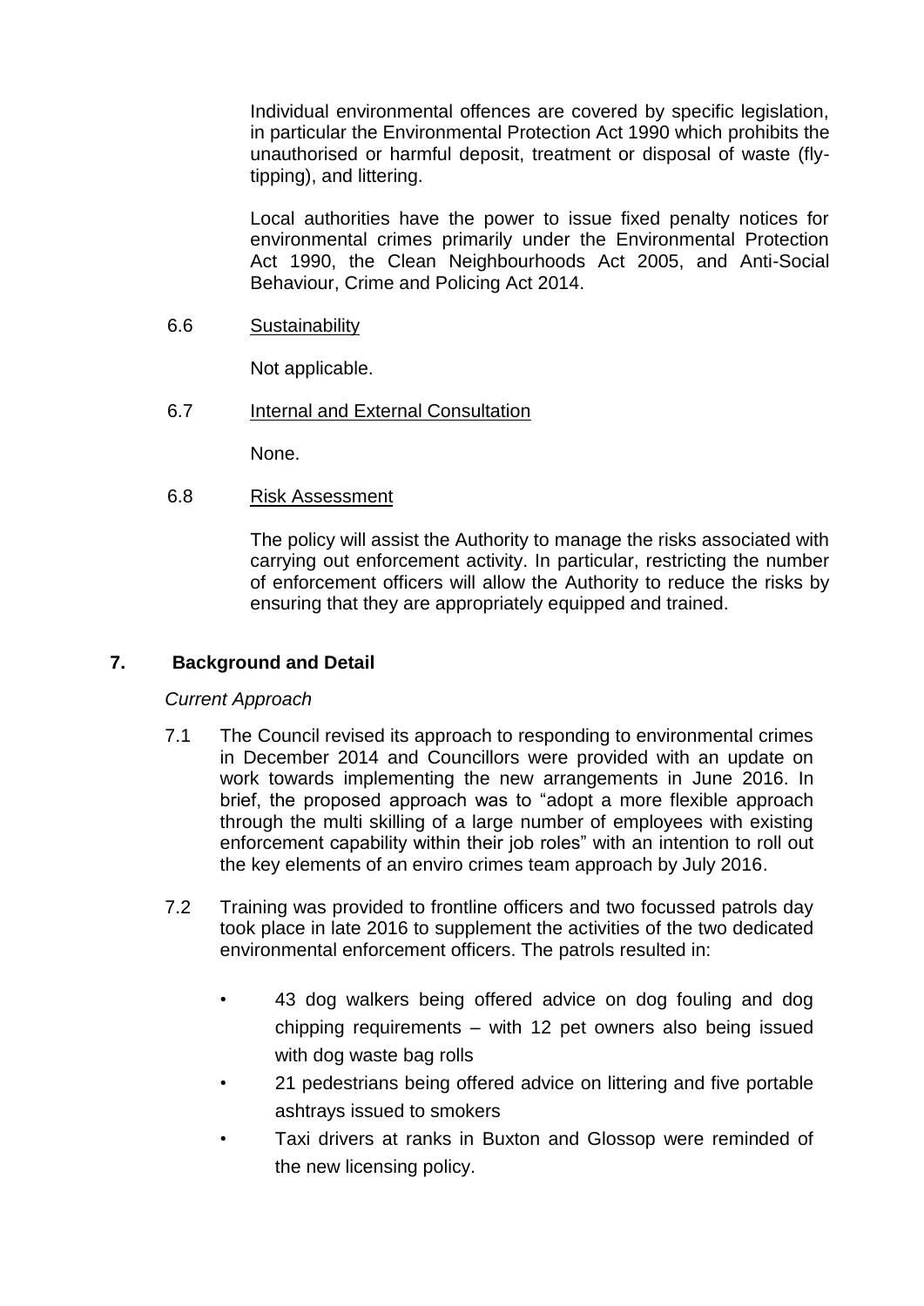Individual environmental offences are covered by specific legislation, in particular the Environmental Protection Act 1990 which prohibits the unauthorised or harmful deposit, treatment or disposal of waste (fly-tipping), and littering.

Local authorities have the power to issue fixed penalty notices for environmental crimes primarily under the Environmental Protection Act 1990, the Clean Neighbourhoods Act 2005, and Anti-Social Behaviour, Crime and Policing Act 2014.

6.6 Sustainability

Not applicable.

6.7 Internal and External Consultation

None.

6.8 Risk Assessment

The policy will assist the Authority to manage the risks associated with carrying out enforcement activity. In particular, restricting the number of enforcement officers will allow the Authority to reduce the risks by ensuring that they are appropriately equipped and trained.

## 7. Background and Detail

*Current Approach*

7.1 The Council revised its approach to responding to environmental crimes in December 2014 and Councillors were provided with an update on work towards implementing the new arrangements in June 2016. In brief, the proposed approach was to "adopt a more flexible approach through the multi skilling of a large number of employees with existing enforcement capability within their job roles" with an intention to roll out the key elements of an enviro crimes team approach by July 2016.

7.2 Training was provided to frontline officers and two focussed patrols day took place in late 2016 to supplement the activities of the two dedicated environmental enforcement officers. The patrols resulted in:

- 43 dog walkers being offered advice on dog fouling and dog chipping requirements – with 12 pet owners also being issued with dog waste bag rolls
- 21 pedestrians being offered advice on littering and five portable ashtrays issued to smokers
- Taxi drivers at ranks in Buxton and Glossop were reminded of the new licensing policy.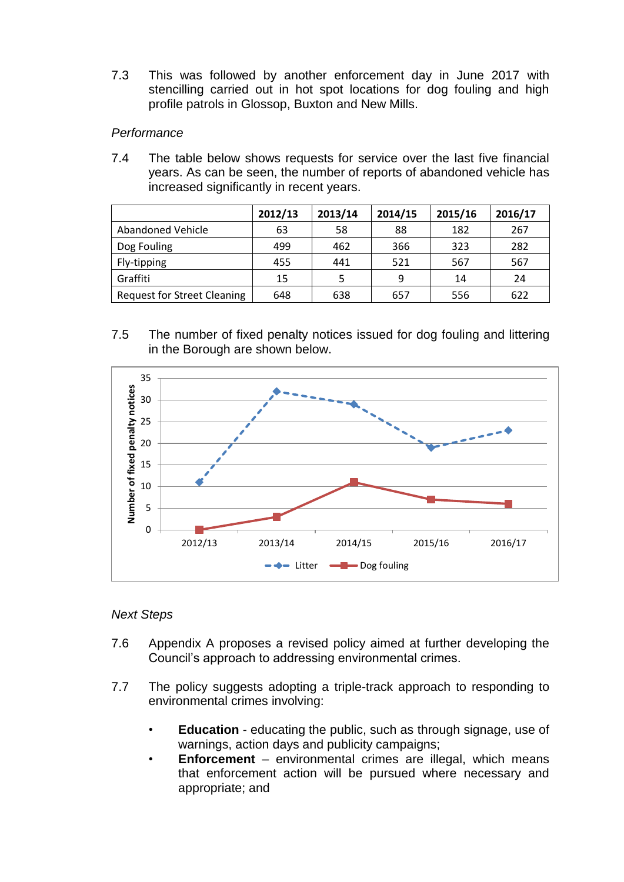7.3 This was followed by another enforcement day in June 2017 with stencilling carried out in hot spot locations for dog fouling and high profile patrols in Glossop, Buxton and New Mills.

*Performance*

7.4 The table below shows requests for service over the last five financial years. As can be seen, the number of reports of abandoned vehicle has increased significantly in recent years.

| | 2012/13 | 2013/14 | 2014/15 | 2015/16 | 2016/17 |
|---|---|---|---|---|---|
| Abandoned Vehicle | 63 | 58 | 88 | 182 | 267 |
| Dog Fouling | 499 | 462 | 366 | 323 | 282 |
| Fly-tipping | 455 | 441 | 521 | 567 | 567 |
| Graffiti | 15 | 5 | 9 | 14 | 24 |
| Request for Street Cleaning | 648 | 638 | 657 | 556 | 622 |

7.5 The number of fixed penalty notices issued for dog fouling and littering in the Borough are shown below.

*Next Steps*

7.6 Appendix A proposes a revised policy aimed at further developing the Council's approach to addressing environmental crimes.

7.7 The policy suggests adopting a triple-track approach to responding to environmental crimes involving:

- **Education** - educating the public, such as through signage, use of warnings, action days and publicity campaigns;
- **Enforcement** – environmental crimes are illegal, which means that enforcement action will be pursued where necessary and appropriate; and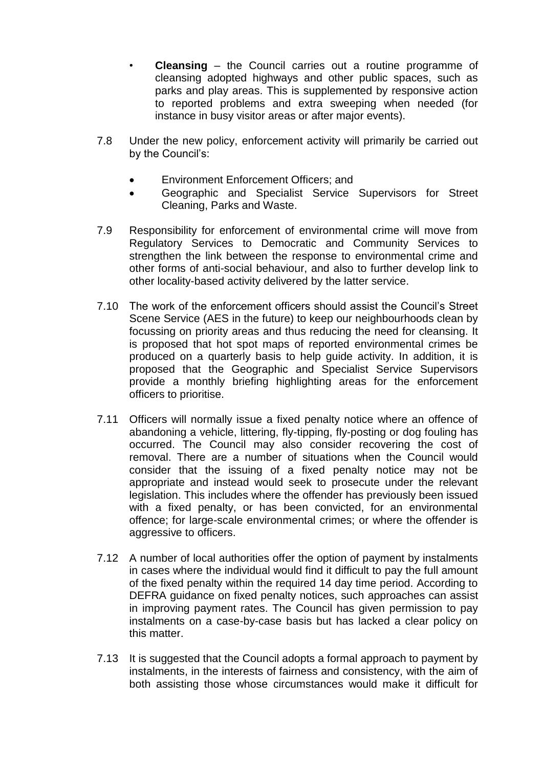- **Cleansing** – the Council carries out a routine programme of cleansing adopted highways and other public spaces, such as parks and play areas. This is supplemented by responsive action to reported problems and extra sweeping when needed (for instance in busy visitor areas or after major events).

7.8 Under the new policy, enforcement activity will primarily be carried out by the Council's:

- Environment Enforcement Officers; and
- Geographic and Specialist Service Supervisors for Street Cleaning, Parks and Waste.

7.9 Responsibility for enforcement of environmental crime will move from Regulatory Services to Democratic and Community Services to strengthen the link between the response to environmental crime and other forms of anti-social behaviour, and also to further develop link to other locality-based activity delivered by the latter service.

7.10 The work of the enforcement officers should assist the Council's Street Scene Service (AES in the future) to keep our neighbourhoods clean by focussing on priority areas and thus reducing the need for cleansing. It is proposed that hot spot maps of reported environmental crimes be produced on a quarterly basis to help guide activity. In addition, it is proposed that the Geographic and Specialist Service Supervisors provide a monthly briefing highlighting areas for the enforcement officers to prioritise.

7.11 Officers will normally issue a fixed penalty notice where an offence of abandoning a vehicle, littering, fly-tipping, fly-posting or dog fouling has occurred. The Council may also consider recovering the cost of removal. There are a number of situations when the Council would consider that the issuing of a fixed penalty notice may not be appropriate and instead would seek to prosecute under the relevant legislation. This includes where the offender has previously been issued with a fixed penalty, or has been convicted, for an environmental offence; for large-scale environmental crimes; or where the offender is aggressive to officers.

7.12 A number of local authorities offer the option of payment by instalments in cases where the individual would find it difficult to pay the full amount of the fixed penalty within the required 14 day time period. According to DEFRA guidance on fixed penalty notices, such approaches can assist in improving payment rates. The Council has given permission to pay instalments on a case-by-case basis but has lacked a clear policy on this matter.

7.13 It is suggested that the Council adopts a formal approach to payment by instalments, in the interests of fairness and consistency, with the aim of both assisting those whose circumstances would make it difficult for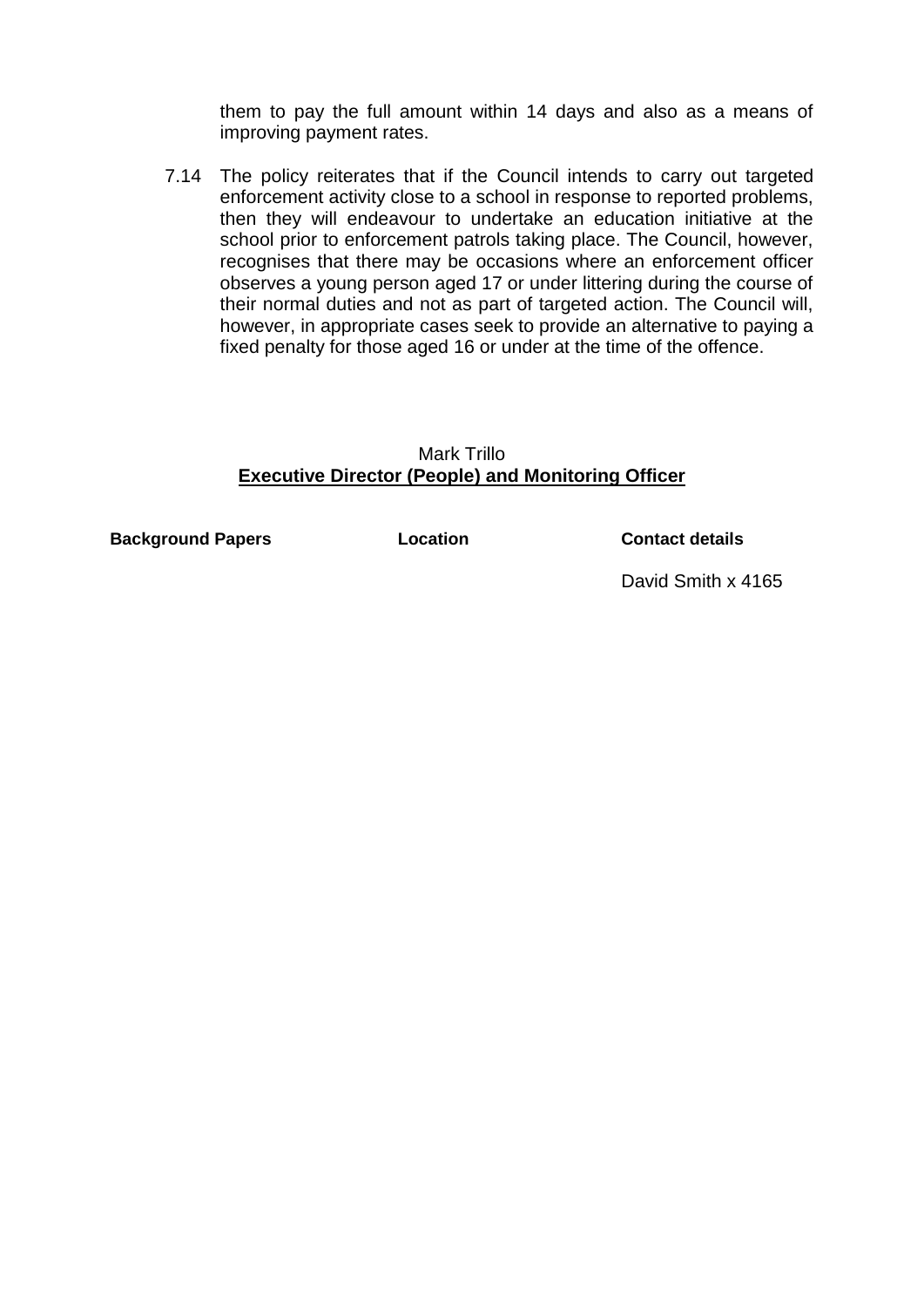them to pay the full amount within 14 days and also as a means of improving payment rates.

7.14 The policy reiterates that if the Council intends to carry out targeted enforcement activity close to a school in response to reported problems, then they will endeavour to undertake an education initiative at the school prior to enforcement patrols taking place. The Council, however, recognises that there may be occasions where an enforcement officer observes a young person aged 17 or under littering during the course of their normal duties and not as part of targeted action. The Council will, however, in appropriate cases seek to provide an alternative to paying a fixed penalty for those aged 16 or under at the time of the offence.

Mark Trillo
**Executive Director (People) and Monitoring Officer**

| **Background Papers** | **Location** | **Contact details** |
|---|---|---|
| | | David Smith x 4165 |